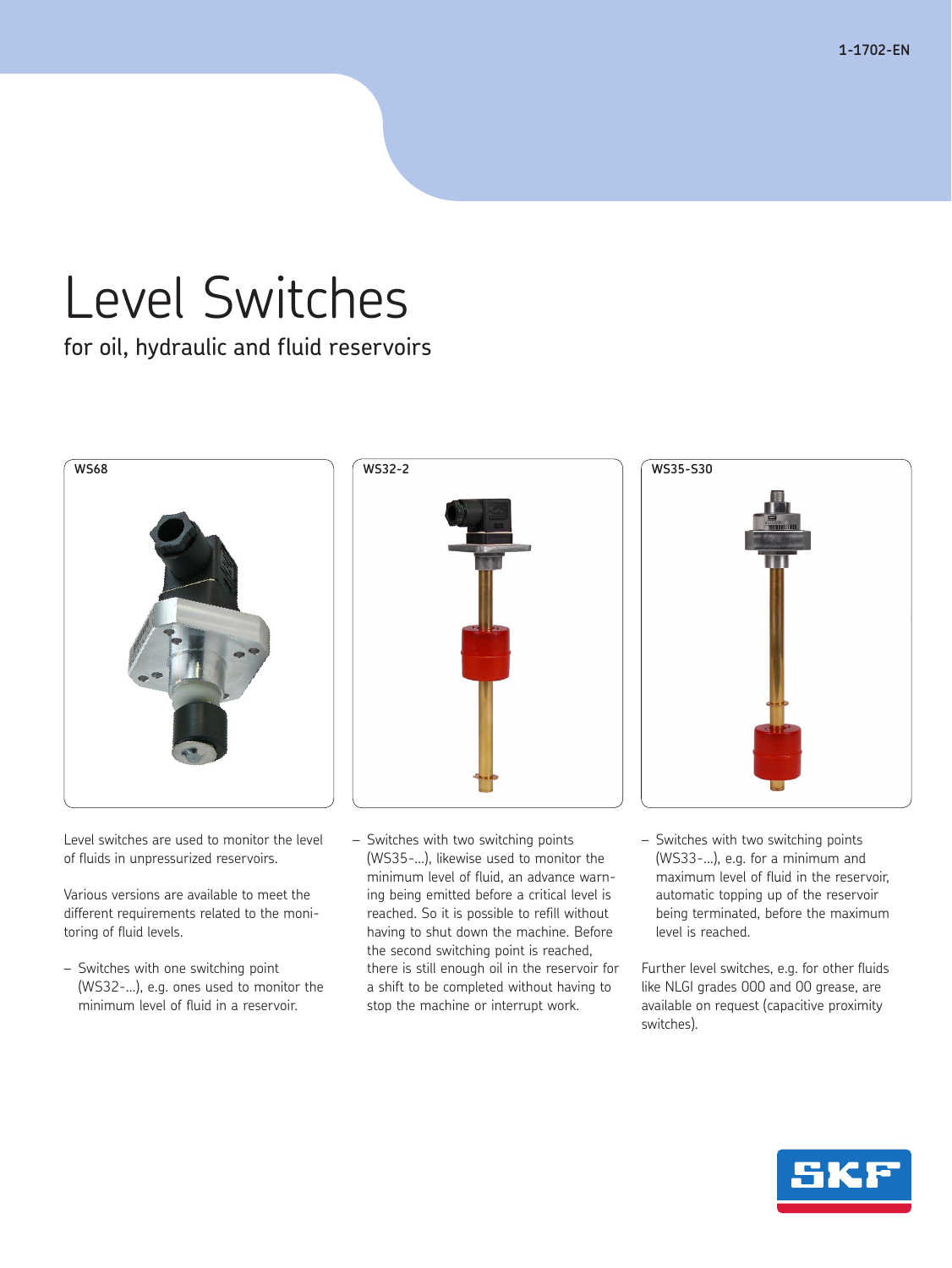1-1702-EN

# Level Switches

## for oil, hydraulic and fluid reservoirs

WS68

WS32-2

WS35-S30

Level switches are used to monitor the level of fluids in unpressurized reservoirs.

Various versions are available to meet the different requirements related to the monitoring of fluid levels.

- Switches with one switching point (WS32-...), e.g. ones used to monitor the minimum level of fluid in a reservoir.
- Switches with two switching points (WS35-...), likewise used to monitor the minimum level of fluid, an advance warning being emitted before a critical level is reached. So it is possible to refill without having to shut down the machine. Before the second switching point is reached, there is still enough oil in the reservoir for a shift to be completed without having to stop the machine or interrupt work.
- Switches with two switching points (WS33-...), e.g. for a minimum and maximum level of fluid in the reservoir, automatic topping up of the reservoir being terminated, before the maximum level is reached.

Further level switches, e.g. for other fluids like NLGI grades 000 and 00 grease, are available on request (capacitive proximity switches).

SKF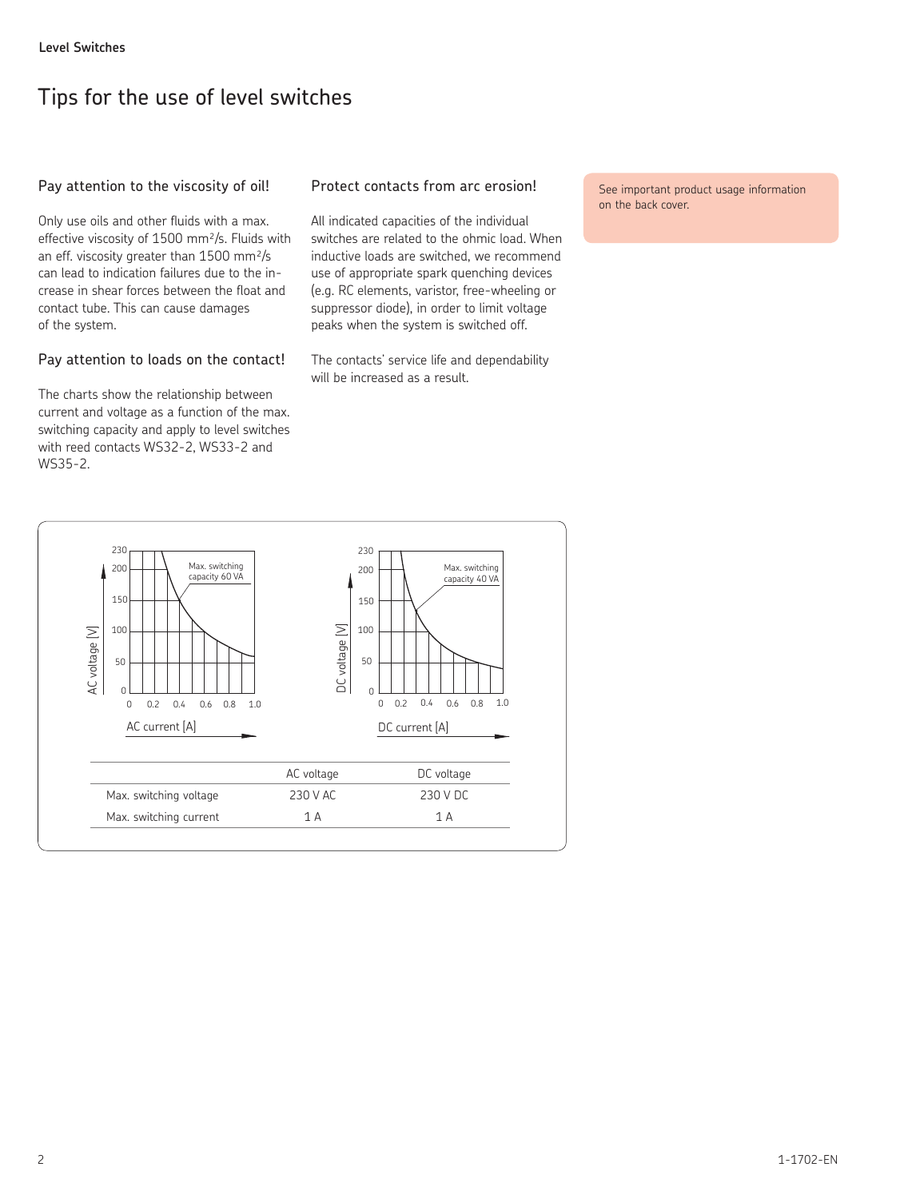## Tips for the use of level switches

### Pay attention to the viscosity of oil!

Only use oils and other fluids with a max. effective viscosity of 1500 mm²/s. Fluids with an eff. viscosity greater than 1500 mm²/s can lead to indication failures due to the increase in shear forces between the float and contact tube. This can cause damages of the system.

### Pay attention to loads on the contact!

The charts show the relationship between current and voltage as a function of the max. switching capacity and apply to level switches with reed contacts WS32-2, WS33-2 and WS35-2.

### Protect contacts from arc erosion!

All indicated capacities of the individual switches are related to the ohmic load. When inductive loads are switched, we recommend use of appropriate spark quenching devices (e.g. RC elements, varistor, free-wheeling or suppressor diode), in order to limit voltage peaks when the system is switched off.

The contacts' service life and dependability will be increased as a result.

See important product usage information on the back cover.

| | AC voltage | DC voltage |
|---|---|---|
| Max. switching voltage | 230 V AC | 230 V DC |
| Max. switching current | 1 A | 1 A |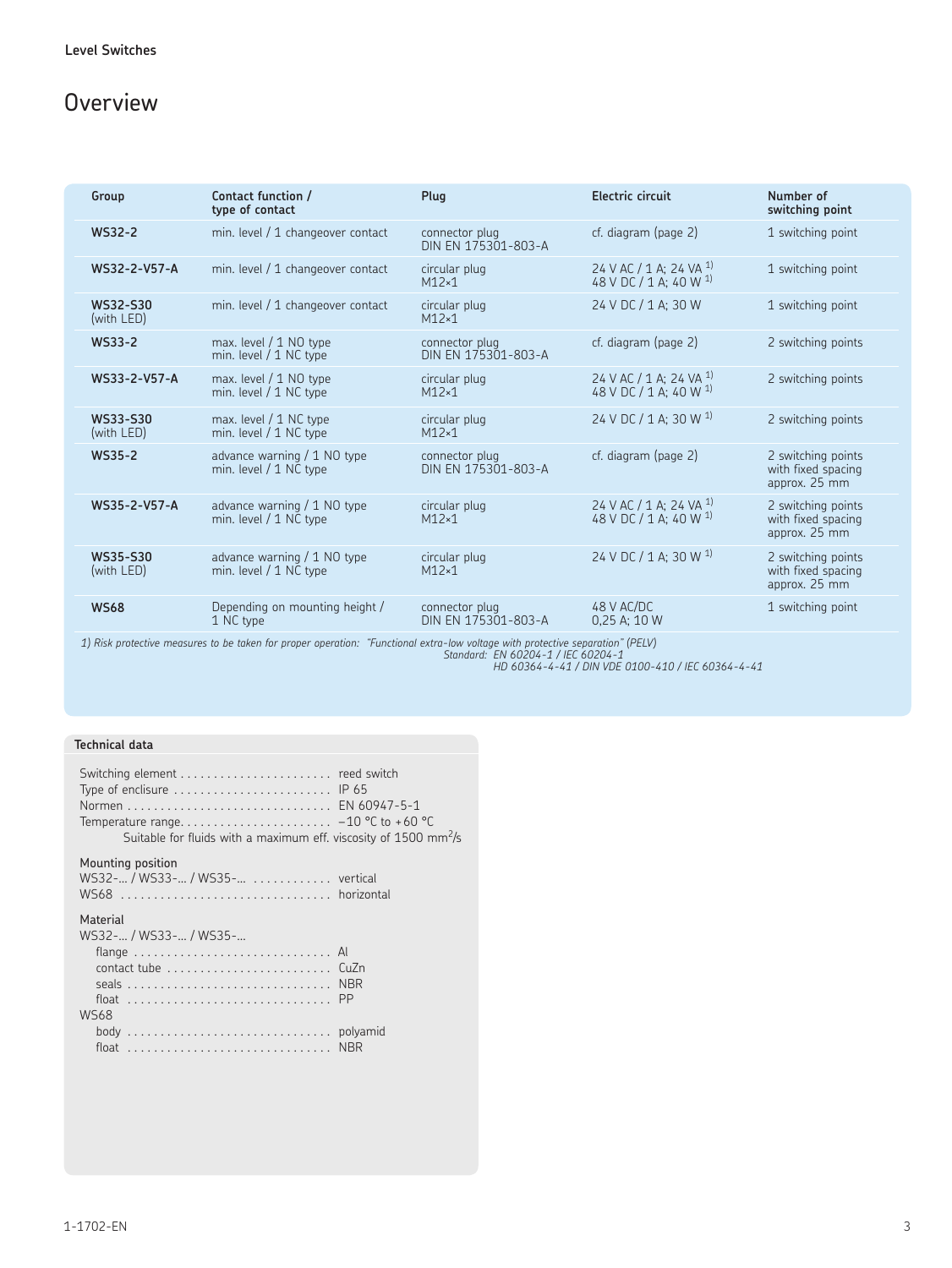Level Switches

# Overview

| Group | Contact function / type of contact | Plug | Electric circuit | Number of switching point |
|---|---|---|---|---|
| **WS32-2** | min. level / 1 changeover contact | connector plug DIN EN 175301-803-A | cf. diagram (page 2) | 1 switching point |
| **WS32-2-V57-A** | min. level / 1 changeover contact | circular plug M12×1 | 24 V AC / 1 A; 24 VA [1]<br>48 V DC / 1 A; 40 W [1] | 1 switching point |
| **WS32-S30** (with LED) | min. level / 1 changeover contact | circular plug M12×1 | 24 V DC / 1 A; 30 W | 1 switching point |
| **WS33-2** | max. level / 1 NO type<br>min. level / 1 NC type | connector plug DIN EN 175301-803-A | cf. diagram (page 2) | 2 switching points |
| **WS33-2-V57-A** | max. level / 1 NO type<br>min. level / 1 NC type | circular plug M12×1 | 24 V AC / 1 A; 24 VA [1]<br>48 V DC / 1 A; 40 W [1] | 2 switching points |
| **WS33-S30** (with LED) | max. level / 1 NC type<br>min. level / 1 NC type | circular plug M12×1 | 24 V DC / 1 A; 30 W [1] | 2 switching points |
| **WS35-2** | advance warning / 1 NO type<br>min. level / 1 NC type | connector plug DIN EN 175301-803-A | cf. diagram (page 2) | 2 switching points with fixed spacing approx. 25 mm |
| **WS35-2-V57-A** | advance warning / 1 NO type<br>min. level / 1 NC type | circular plug M12×1 | 24 V AC / 1 A; 24 VA [1]<br>48 V DC / 1 A; 40 W [1] | 2 switching points with fixed spacing approx. 25 mm |
| **WS35-S30** (with LED) | advance warning / 1 NO type<br>min. level / 1 NC type | circular plug M12×1 | 24 V DC / 1 A; 30 W [1] | 2 switching points with fixed spacing approx. 25 mm |
| **WS68** | Depending on mounting height / 1 NC type | connector plug DIN EN 175301-803-A | 48 V AC/DC<br>0,25 A; 10 W | 1 switching point |

*1) Risk protective measures to be taken for proper operation: "Functional extra-low voltage with protective separation" (PELV)*
*Standard: EN 60204-1 / IEC 60204-1*
*HD 60364-4-41 / DIN VDE 0100-410 / IEC 60364-4-41*

## Technical data

Switching element ........................ reed switch
Type of enclosure ........................ IP 65
Normen ........................ EN 60947-5-1
Temperature range........................ −10 °C to +60 °C
Suitable for fluids with a maximum eff. viscosity of 1500 $mm^2/s$

Mounting position
WS32-... / WS33-... / WS35-... ............ vertical
WS68 ........................ horizontal

Material
WS32-... / WS33-... / WS35-...
flange ........................ Al
contact tube ........................ CuZn
seals ........................ NBR
float ........................ PP
WS68
body ........................ polyamid
float ........................ NBR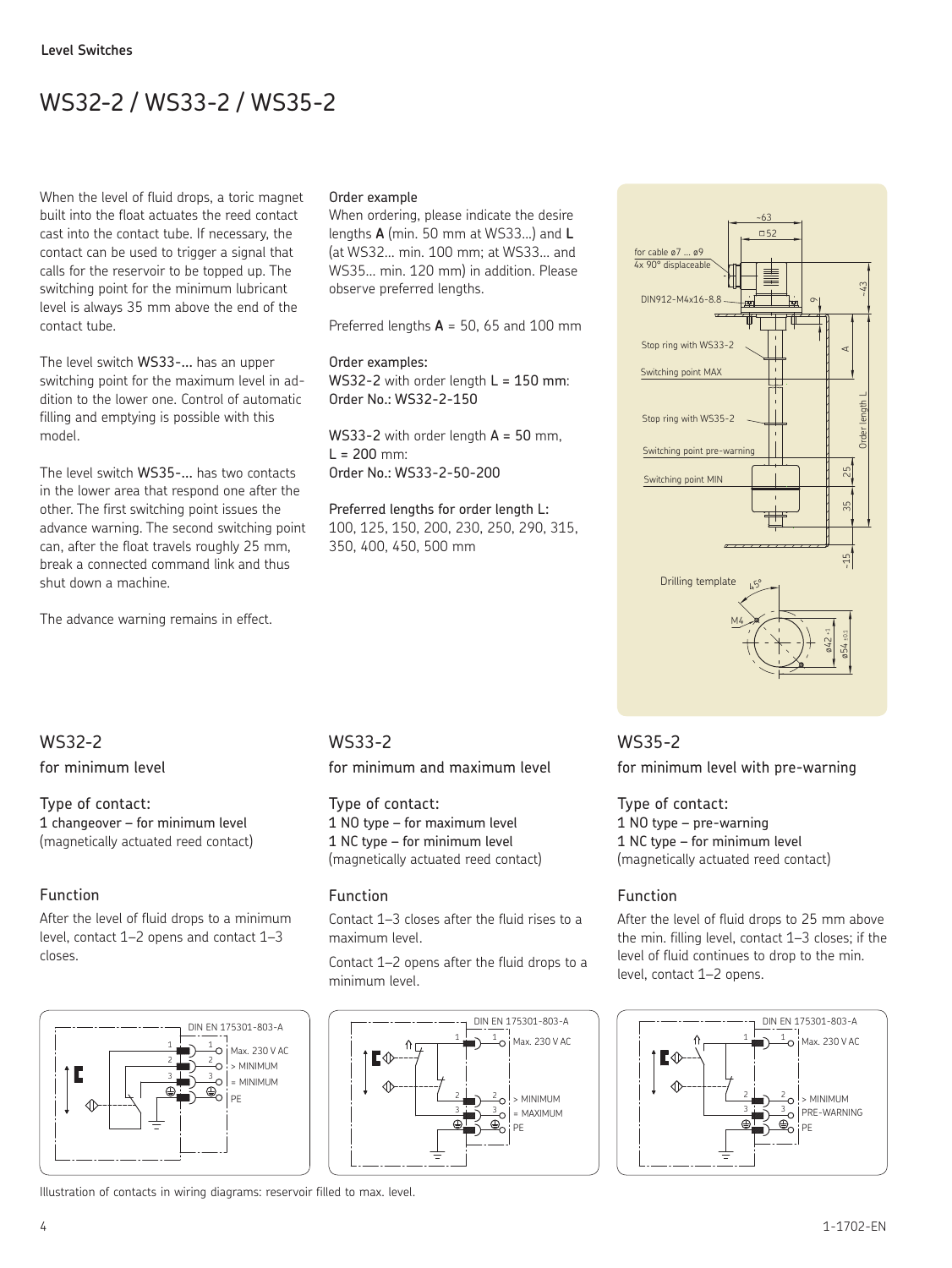# WS32-2 / WS33-2 / WS35-2

When the level of fluid drops, a toric magnet built into the float actuates the reed contact cast into the contact tube. If necessary, the contact can be used to trigger a signal that calls for the reservoir to be topped up. The switching point for the minimum lubricant level is always 35 mm above the end of the contact tube.

The level switch **WS33-...** has an upper switching point for the maximum level in addition to the lower one. Control of automatic filling and emptying is possible with this model.

The level switch **WS35-...** has two contacts in the lower area that respond one after the other. The first switching point issues the advance warning. The second switching point can, after the float travels roughly 25 mm, break a connected command link and thus shut down a machine.

The advance warning remains in effect.

**Order example**

When ordering, please indicate the desire lengths **A** (min. 50 mm at WS33...) and **L** (at WS32... min. 100 mm; at WS33... and WS35... min. 120 mm) in addition. Please observe preferred lengths.

Preferred lengths **A** = 50, 65 and 100 mm

**Order examples:**

**WS32-2** with order length **L = 150 mm**:
**Order No.: WS32-2-150**

**WS33-2** with order length **A = 50** mm,
**L = 200** mm:
**Order No.: WS33-2-50-200**

**Preferred lengths for order length L:**
100, 125, 150, 200, 230, 250, 290, 315, 350, 400, 450, 500 mm

## WS32-2

for minimum level

### Type of contact:

1 changeover – for minimum level
(magnetically actuated reed contact)

### Function

After the level of fluid drops to a minimum level, contact 1–2 opens and contact 1–3 closes.

## WS33-2

for minimum and maximum level

### Type of contact:

1 NO type – for maximum level
1 NC type – for minimum level
(magnetically actuated reed contact)

### Function

Contact 1–3 closes after the fluid rises to a maximum level.

Contact 1–2 opens after the fluid drops to a minimum level.

## WS35-2

for minimum level with pre-warning

### Type of contact:

1 NO type – pre-warning
1 NC type – for minimum level
(magnetically actuated reed contact)

### Function

After the level of fluid drops to 25 mm above the min. filling level, contact 1–3 closes; if the level of fluid continues to drop to the min. level, contact 1–2 opens.

Illustration of contacts in wiring diagrams: reservoir filled to max. level.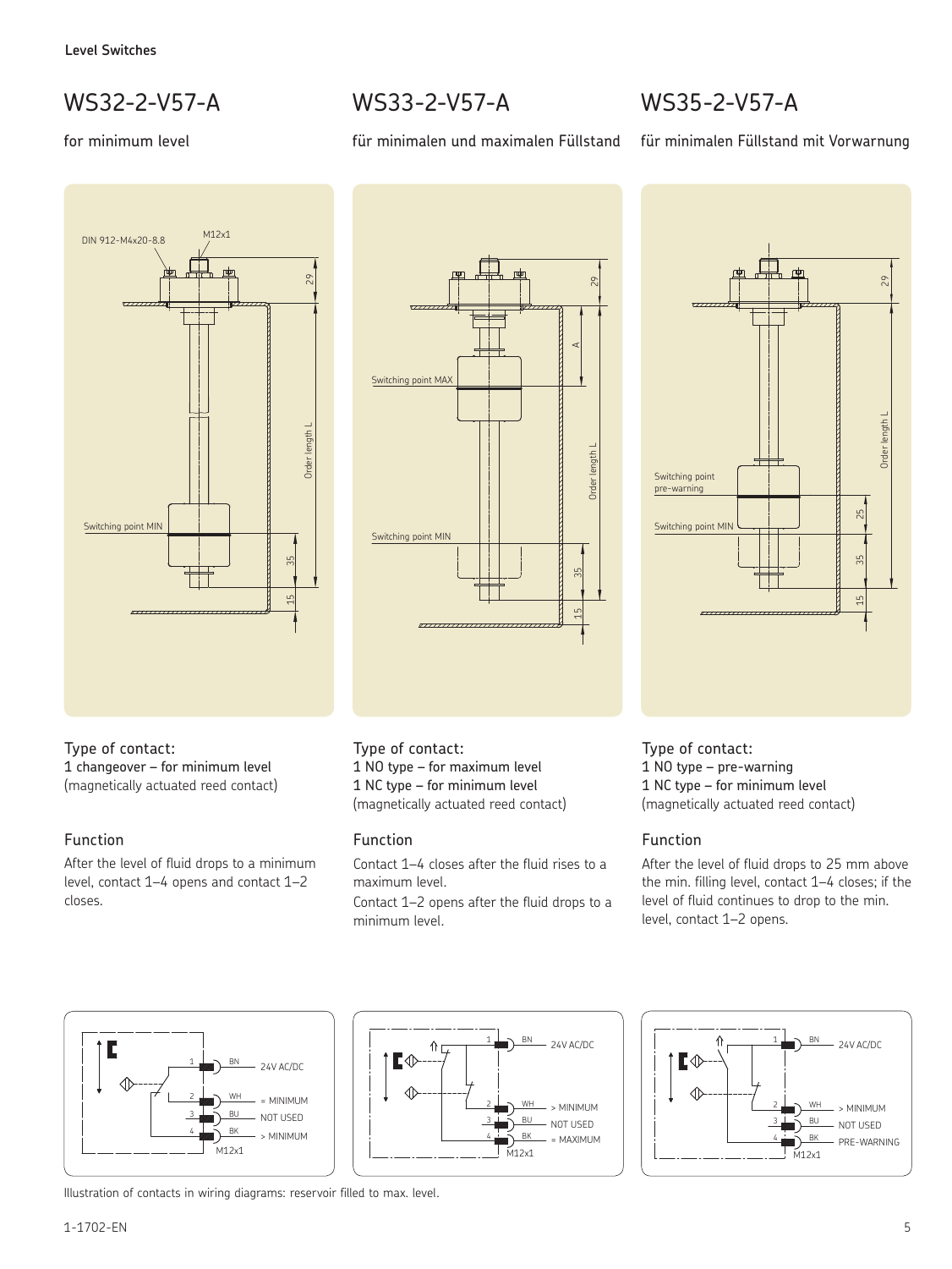## WS32-2-V57-A

for minimum level

Type of contact:
1 changeover – for minimum level
(magnetically actuated reed contact)

### Function

After the level of fluid drops to a minimum level, contact 1–4 opens and contact 1–2 closes.

## WS33-2-V57-A

für minimalen und maximalen Füllstand

Type of contact:
1 NO type – for maximum level
1 NC type – for minimum level
(magnetically actuated reed contact)

### Function

Contact 1–4 closes after the fluid rises to a maximum level.

Contact 1–2 opens after the fluid drops to a minimum level.

## WS35-2-V57-A

für minimalen Füllstand mit Vorwarnung

Type of contact:
1 NO type – pre-warning
1 NC type – for minimum level
(magnetically actuated reed contact)

### Function

After the level of fluid drops to 25 mm above the min. filling level, contact 1–4 closes; if the level of fluid continues to drop to the min. level, contact 1–2 opens.

Illustration of contacts in wiring diagrams: reservoir filled to max. level.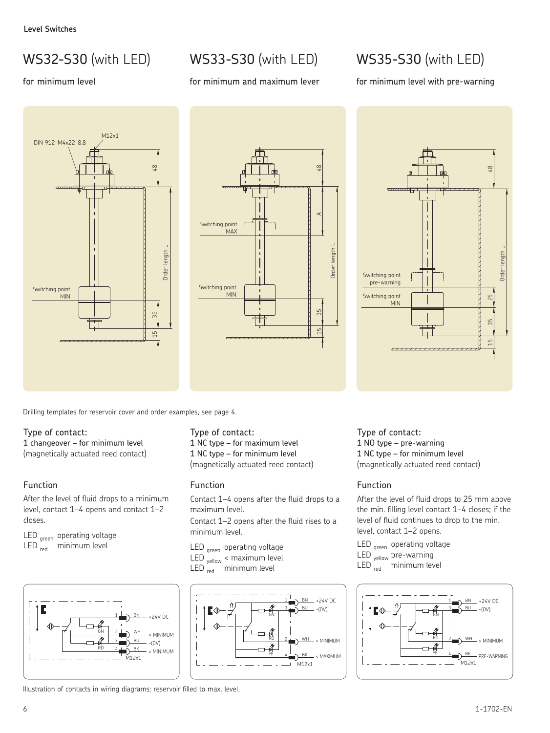Level Switches

## WS32-S30 (with LED)

for minimum level

## WS33-S30 (with LED)

for minimum and maximum lever

## WS35-S30 (with LED)

for minimum level with pre-warning

Drilling templates for reservoir cover and order examples, see page 4.

### WS32-S30

Type of contact:
1 changeover – for minimum level
(magnetically actuated reed contact)

Function

After the level of fluid drops to a minimum level, contact 1–4 opens and contact 1–2 closes.

LED $_{green}$ operating voltage
LED $_{red}$ minimum level

### WS33-S30

Type of contact:
1 NC type – for maximum level
1 NC type – for minimum level
(magnetically actuated reed contact)

Function

Contact 1–4 opens after the fluid drops to a maximum level.

Contact 1–2 opens after the fluid rises to a minimum level.

LED $_{green}$ operating voltage
LED $_{yellow}$ < maximum level
LED $_{red}$ minimum level

### WS35-S30

Type of contact:
1 NO type – pre-warning
1 NC type – for minimum level
(magnetically actuated reed contact)

Function

After the level of fluid drops to 25 mm above the min. filling level contact 1–4 closes; if the level of fluid continues to drop to the min. level, contact 1–2 opens.

LED $_{green}$ operating voltage
LED $_{yellow}$ pre-warning
LED $_{red}$ minimum level

Illustration of contacts in wiring diagrams: reservoir filled to max. level.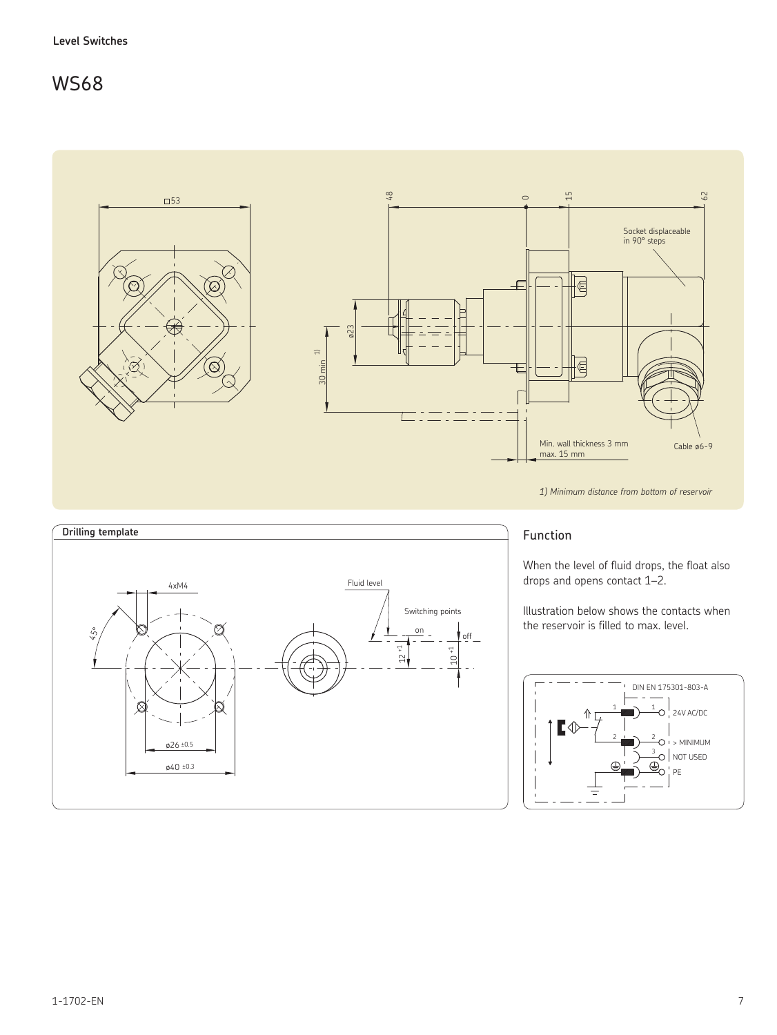Level Switches

# WS68

□53

48 0 15 62

Socket displaceable in 90° steps

ø23

30 min [1)]

Min. wall thickness 3 mm max. 15 mm

Cable ø6-9

*1) Minimum distance from bottom of reservoir*

## Drilling template

4xM4

45°

ø26 ±0.5

ø40 ±0.3

Fluid level

Switching points

on

off

12 +1

10 +1

## Function

When the level of fluid drops, the float also drops and opens contact 1–2.

Illustration below shows the contacts when the reservoir is filled to max. level.

DIN EN 175301-803-A

1 — 24V AC/DC

2 — > MINIMUM

3 — NOT USED

PE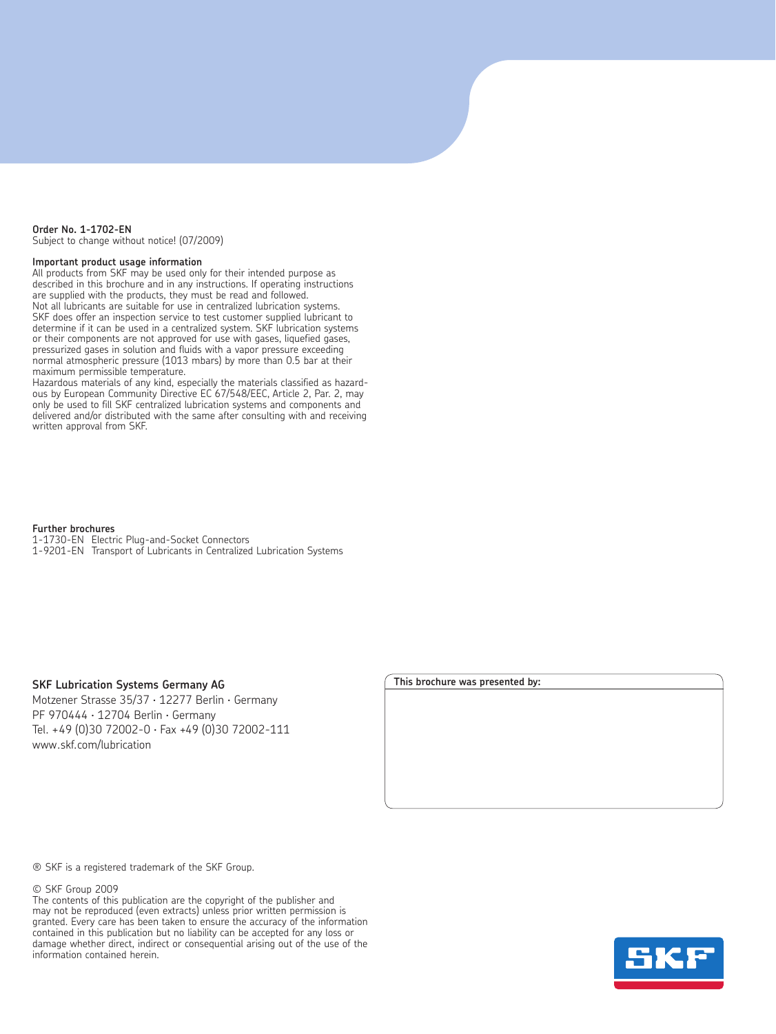**Order No. 1-1702-EN**
Subject to change without notice! (07/2009)

**Important product usage information**
All products from SKF may be used only for their intended purpose as described in this brochure and in any instructions. If operating instructions are supplied with the products, they must be read and followed.
Not all lubricants are suitable for use in centralized lubrication systems. SKF does offer an inspection service to test customer supplied lubricant to determine if it can be used in a centralized system. SKF lubrication systems or their components are not approved for use with gases, liquefied gases, pressurized gases in solution and fluids with a vapor pressure exceeding normal atmospheric pressure (1013 mbars) by more than 0.5 bar at their maximum permissible temperature.
Hazardous materials of any kind, especially the materials classified as hazardous by European Community Directive EC 67/548/EEC, Article 2, Par. 2, may only be used to fill SKF centralized lubrication systems and components and delivered and/or distributed with the same after consulting with and receiving written approval from SKF.

**Further brochures**
1-1730-EN  Electric Plug-and-Socket Connectors
1-9201-EN  Transport of Lubricants in Centralized Lubrication Systems

**SKF Lubrication Systems Germany AG**
Motzener Strasse 35/37 · 12277 Berlin · Germany
PF 970444 · 12704 Berlin · Germany
Tel. +49 (0)30 72002-0 · Fax +49 (0)30 72002-111
www.skf.com/lubrication

**This brochure was presented by:**

® SKF is a registered trademark of the SKF Group.

© SKF Group 2009
The contents of this publication are the copyright of the publisher and may not be reproduced (even extracts) unless prior written permission is granted. Every care has been taken to ensure the accuracy of the information contained in this publication but no liability can be accepted for any loss or damage whether direct, indirect or consequential arising out of the use of the information contained herein.

SKF